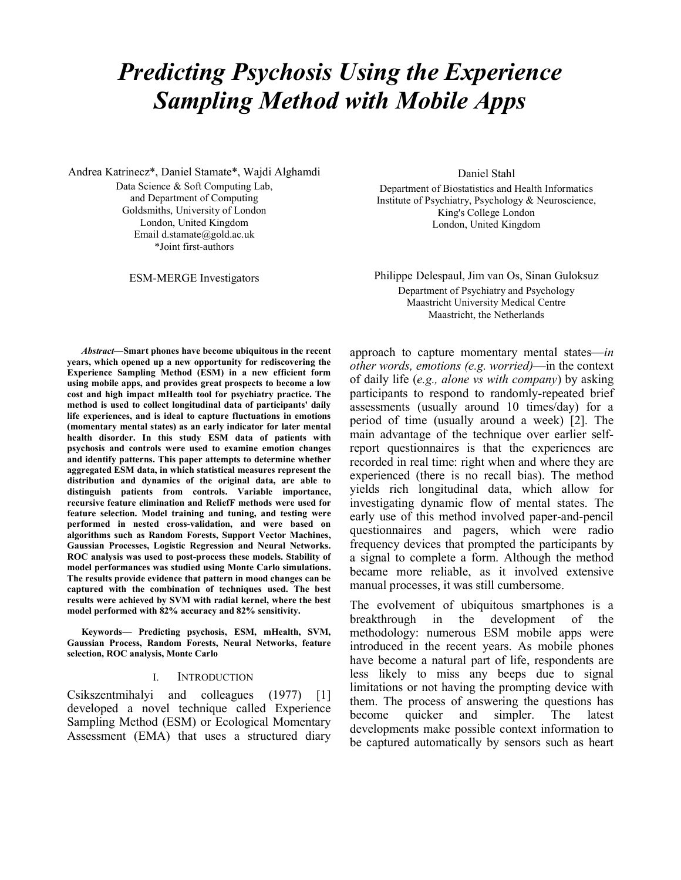# *Predicting Psychosis Using the Experience Sampling Method with Mobile Apps*

Andrea Katrinecz*, Daniel Stamate*, Wajdi Alghamdi
Data Science & Soft Computing Lab,
and Department of Computing
Goldsmiths, University of London
London, United Kingdom
Email d.stamate@gold.ac.uk
*Joint first-authors

Daniel Stahl
Department of Biostatistics and Health Informatics
Institute of Psychiatry, Psychology & Neuroscience,
King's College London
London, United Kingdom

ESM-MERGE Investigators

Philippe Delespaul, Jim van Os, Sinan Guloksuz
Department of Psychiatry and Psychology
Maastricht University Medical Centre
Maastricht, the Netherlands

***Abstract*—Smart phones have become ubiquitous in the recent years, which opened up a new opportunity for rediscovering the Experience Sampling Method (ESM) in a new efficient form using mobile apps, and provides great prospects to become a low cost and high impact mHealth tool for psychiatry practice. The method is used to collect longitudinal data of participants' daily life experiences, and is ideal to capture fluctuations in emotions (momentary mental states) as an early indicator for later mental health disorder. In this study ESM data of patients with psychosis and controls were used to examine emotion changes and identify patterns. This paper attempts to determine whether aggregated ESM data, in which statistical measures represent the distribution and dynamics of the original data, are able to distinguish patients from controls. Variable importance, recursive feature elimination and ReliefF methods were used for feature selection. Model training and tuning, and testing were performed in nested cross-validation, and were based on algorithms such as Random Forests, Support Vector Machines, Gaussian Processes, Logistic Regression and Neural Networks. ROC analysis was used to post-process these models. Stability of model performances was studied using Monte Carlo simulations. The results provide evidence that pattern in mood changes can be captured with the combination of techniques used. The best results were achieved by SVM with radial kernel, where the best model performed with 82% accuracy and 82% sensitivity.**

**Keywords— Predicting psychosis, ESM, mHealth, SVM, Gaussian Process, Random Forests, Neural Networks, feature selection, ROC analysis, Monte Carlo**

## I. Introduction

Csikszentmihalyi and colleagues (1977) [1] developed a novel technique called Experience Sampling Method (ESM) or Ecological Momentary Assessment (EMA) that uses a structured diary approach to capture momentary mental states—*in other words, emotions (e.g. worried)*—in the context of daily life (*e.g., alone vs with company*) by asking participants to respond to randomly-repeated brief assessments (usually around 10 times/day) for a period of time (usually around a week) [2]. The main advantage of the technique over earlier self-report questionnaires is that the experiences are recorded in real time: right when and where they are experienced (there is no recall bias). The method yields rich longitudinal data, which allow for investigating dynamic flow of mental states. The early use of this method involved paper-and-pencil questionnaires and pagers, which were radio frequency devices that prompted the participants by a signal to complete a form. Although the method became more reliable, as it involved extensive manual processes, it was still cumbersome.

The evolvement of ubiquitous smartphones is a breakthrough in the development of the methodology: numerous ESM mobile apps were introduced in the recent years. As mobile phones have become a natural part of life, respondents are less likely to miss any beeps due to signal limitations or not having the prompting device with them. The process of answering the questions has become quicker and simpler. The latest developments make possible context information to be captured automatically by sensors such as heart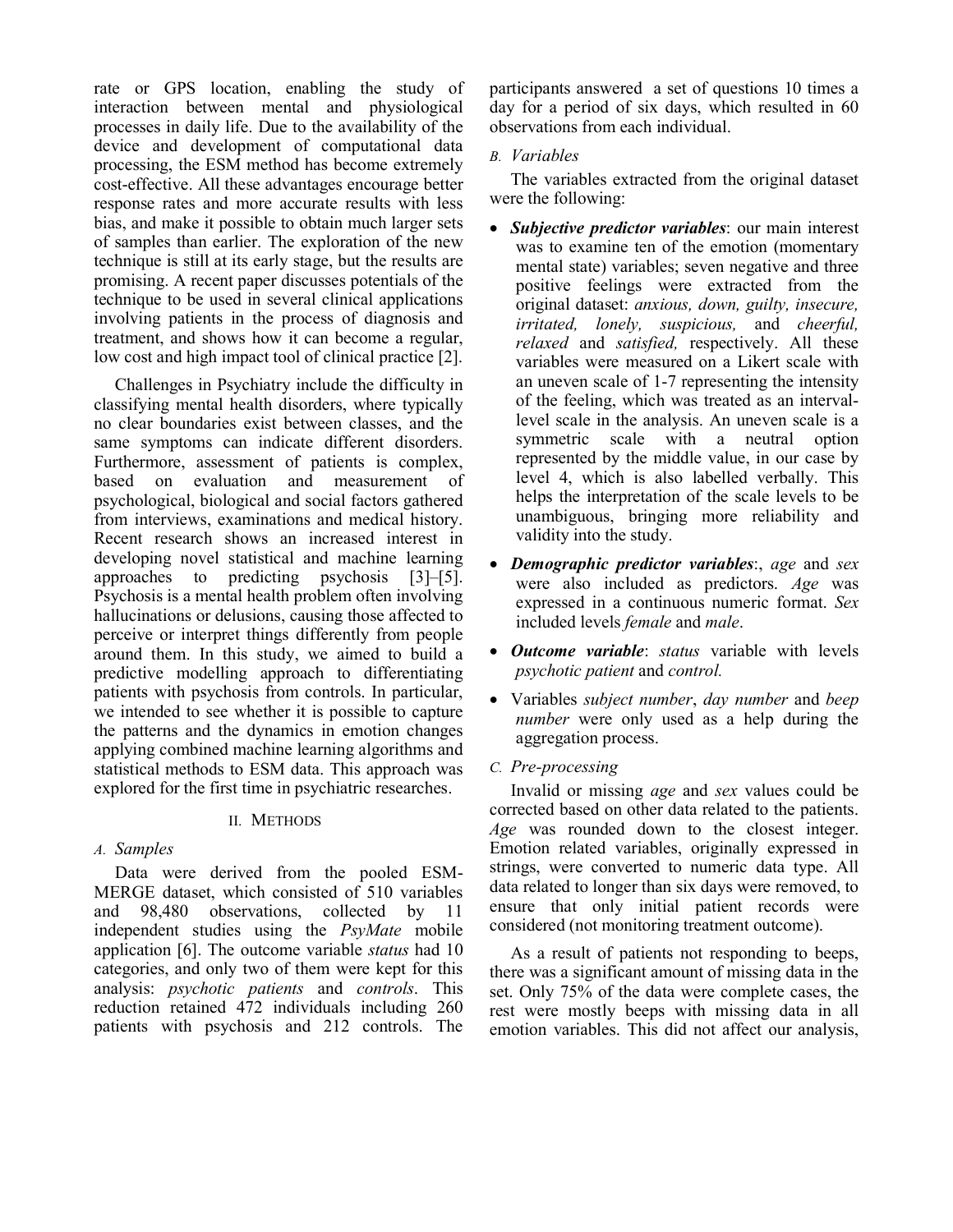rate or GPS location, enabling the study of interaction between mental and physiological processes in daily life. Due to the availability of the device and development of computational data processing, the ESM method has become extremely cost-effective. All these advantages encourage better response rates and more accurate results with less bias, and make it possible to obtain much larger sets of samples than earlier. The exploration of the new technique is still at its early stage, but the results are promising. A recent paper discusses potentials of the technique to be used in several clinical applications involving patients in the process of diagnosis and treatment, and shows how it can become a regular, low cost and high impact tool of clinical practice [2].

Challenges in Psychiatry include the difficulty in classifying mental health disorders, where typically no clear boundaries exist between classes, and the same symptoms can indicate different disorders. Furthermore, assessment of patients is complex, based on evaluation and measurement of psychological, biological and social factors gathered from interviews, examinations and medical history. Recent research shows an increased interest in developing novel statistical and machine learning approaches to predicting psychosis [3]–[5]. Psychosis is a mental health problem often involving hallucinations or delusions, causing those affected to perceive or interpret things differently from people around them. In this study, we aimed to build a predictive modelling approach to differentiating patients with psychosis from controls. In particular, we intended to see whether it is possible to capture the patterns and the dynamics in emotion changes applying combined machine learning algorithms and statistical methods to ESM data. This approach was explored for the first time in psychiatric researches.

## II. Methods

### A. Samples

Data were derived from the pooled ESM-MERGE dataset, which consisted of 510 variables and 98,480 observations, collected by 11 independent studies using the *PsyMate* mobile application [6]. The outcome variable *status* had 10 categories, and only two of them were kept for this analysis: *psychotic patients* and *controls*. This reduction retained 472 individuals including 260 patients with psychosis and 212 controls. The participants answered a set of questions 10 times a day for a period of six days, which resulted in 60 observations from each individual.

### B. Variables

The variables extracted from the original dataset were the following:

- ***Subjective predictor variables***: our main interest was to examine ten of the emotion (momentary mental state) variables; seven negative and three positive feelings were extracted from the original dataset: *anxious, down, guilty, insecure, irritated, lonely, suspicious,* and *cheerful, relaxed* and *satisfied,* respectively. All these variables were measured on a Likert scale with an uneven scale of 1-7 representing the intensity of the feeling, which was treated as an interval-level scale in the analysis. An uneven scale is a symmetric scale with a neutral option represented by the middle value, in our case by level 4, which is also labelled verbally. This helps the interpretation of the scale levels to be unambiguous, bringing more reliability and validity into the study.
- ***Demographic predictor variables***:, *age* and *sex* were also included as predictors. *Age* was expressed in a continuous numeric format. *Sex* included levels *female* and *male*.
- ***Outcome variable***: *status* variable with levels *psychotic patient* and *control.*
- Variables *subject number*, *day number* and *beep number* were only used as a help during the aggregation process.

### C. Pre-processing

Invalid or missing *age* and *sex* values could be corrected based on other data related to the patients. *Age* was rounded down to the closest integer. Emotion related variables, originally expressed in strings, were converted to numeric data type. All data related to longer than six days were removed, to ensure that only initial patient records were considered (not monitoring treatment outcome).

As a result of patients not responding to beeps, there was a significant amount of missing data in the set. Only 75% of the data were complete cases, the rest were mostly beeps with missing data in all emotion variables. This did not affect our analysis,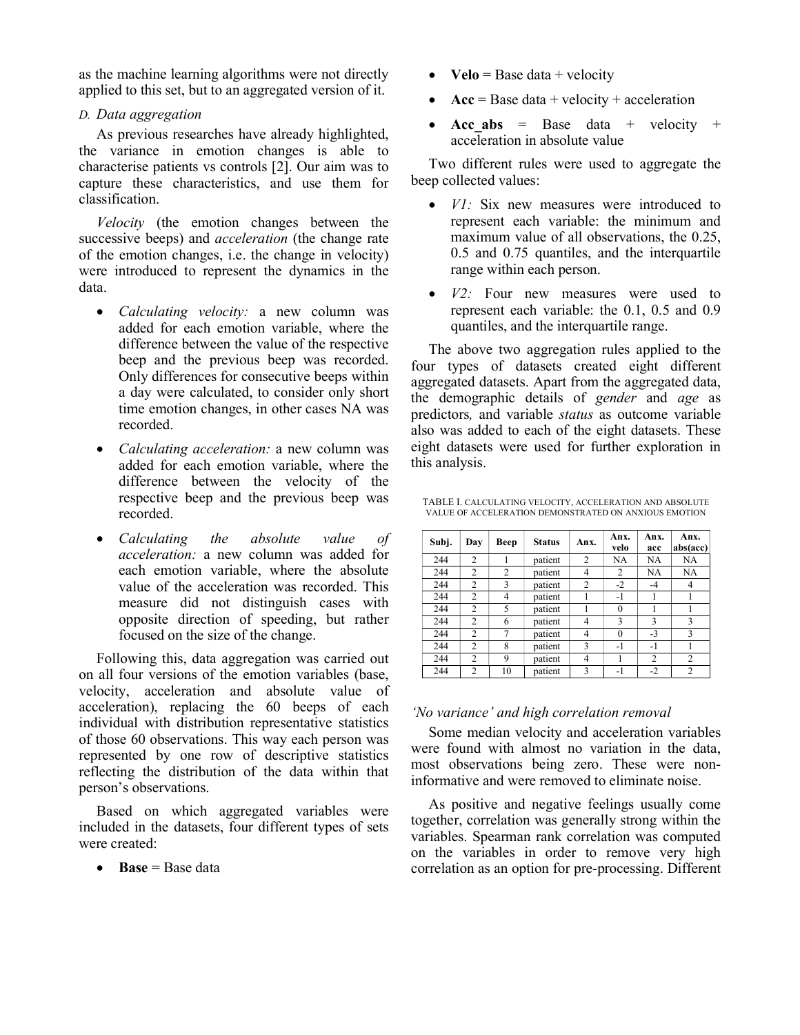as the machine learning algorithms were not directly applied to this set, but to an aggregated version of it.

### D. *Data aggregation*

As previous researches have already highlighted, the variance in emotion changes is able to characterise patients vs controls [2]. Our aim was to capture these characteristics, and use them for classification.

*Velocity* (the emotion changes between the successive beeps) and *acceleration* (the change rate of the emotion changes, i.e. the change in velocity) were introduced to represent the dynamics in the data.

- *Calculating velocity:* a new column was added for each emotion variable, where the difference between the value of the respective beep and the previous beep was recorded. Only differences for consecutive beeps within a day were calculated, to consider only short time emotion changes, in other cases NA was recorded.
- *Calculating acceleration:* a new column was added for each emotion variable, where the difference between the velocity of the respective beep and the previous beep was recorded.
- *Calculating the absolute value of acceleration:* a new column was added for each emotion variable, where the absolute value of the acceleration was recorded. This measure did not distinguish cases with opposite direction of speeding, but rather focused on the size of the change.

Following this, data aggregation was carried out on all four versions of the emotion variables (base, velocity, acceleration and absolute value of acceleration), replacing the 60 beeps of each individual with distribution representative statistics of those 60 observations. This way each person was represented by one row of descriptive statistics reflecting the distribution of the data within that person's observations.

Based on which aggregated variables were included in the datasets, four different types of sets were created:

- **Base** = Base data
- **Velo** = Base data + velocity
- **Acc** = Base data + velocity + acceleration
- **Acc_abs** = Base data + velocity + acceleration in absolute value

Two different rules were used to aggregate the beep collected values:

- *V1:* Six new measures were introduced to represent each variable: the minimum and maximum value of all observations, the 0.25, 0.5 and 0.75 quantiles, and the interquartile range within each person.
- *V2:* Four new measures were used to represent each variable: the 0.1, 0.5 and 0.9 quantiles, and the interquartile range.

The above two aggregation rules applied to the four types of datasets created eight different aggregated datasets. Apart from the aggregated data, the demographic details of *gender* and *age* as predictors, and variable *status* as outcome variable also was added to each of the eight datasets. These eight datasets were used for further exploration in this analysis.

TABLE I. CALCULATING VELOCITY, ACCELERATION AND ABSOLUTE VALUE OF ACCELERATION DEMONSTRATED ON ANXIOUS EMOTION

| Subj. | Day | Beep | Status | Anx. | Anx. velo | Anx. acc | Anx. abs(acc) |
|---|---|---|---|---|---|---|---|
| 244 | 2 | 1 | patient | 2 | NA | NA | NA |
| 244 | 2 | 2 | patient | 4 | 2 | NA | NA |
| 244 | 2 | 3 | patient | 2 | -2 | -4 | 4 |
| 244 | 2 | 4 | patient | 1 | -1 | 1 | 1 |
| 244 | 2 | 5 | patient | 1 | 0 | 1 | 1 |
| 244 | 2 | 6 | patient | 4 | 3 | 3 | 3 |
| 244 | 2 | 7 | patient | 4 | 0 | -3 | 3 |
| 244 | 2 | 8 | patient | 3 | -1 | -1 | 1 |
| 244 | 2 | 9 | patient | 4 | 1 | 2 | 2 |
| 244 | 2 | 10 | patient | 3 | -1 | -2 | 2 |

#### *'No variance' and high correlation removal*

Some median velocity and acceleration variables were found with almost no variation in the data, most observations being zero. These were non-informative and were removed to eliminate noise.

As positive and negative feelings usually come together, correlation was generally strong within the variables. Spearman rank correlation was computed on the variables in order to remove very high correlation as an option for pre-processing. Different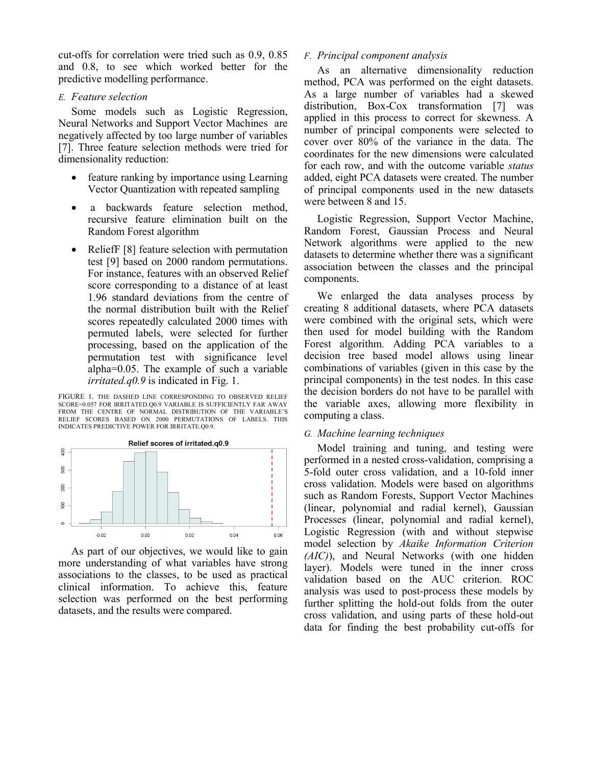cut-offs for correlation were tried such as 0.9, 0.85 and 0.8, to see which worked better for the predictive modelling performance.

### E. *Feature selection*

Some models such as Logistic Regression, Neural Networks and Support Vector Machines are negatively affected by too large number of variables [7]. Three feature selection methods were tried for dimensionality reduction:

- feature ranking by importance using Learning Vector Quantization with repeated sampling
- a backwards feature selection method, recursive feature elimination built on the Random Forest algorithm
- ReliefF [8] feature selection with permutation test [9] based on 2000 random permutations. For instance, features with an observed Relief score corresponding to a distance of at least 1.96 standard deviations from the centre of the normal distribution built with the Relief scores repeatedly calculated 2000 times with permuted labels, were selected for further processing, based on the application of the permutation test with significance level alpha=0.05. The example of such a variable *irritated.q0.9* is indicated in Fig. 1.

FIGURE 1. THE DASHED LINE CORRESPONDING TO OBSERVED RELIEF SCORE=0.057 FOR IRRITATED.Q0.9 VARIABLE IS SUFFICIENTLY FAR AWAY FROM THE CENTRE OF NORMAL DISTRIBUTION OF THE VARIABLE'S RELIEF SCORES BASED ON 2000 PERMUTATIONS OF LABELS. THIS INDICATES PREDICTIVE POWER FOR IRRITATE.Q0.9.

As part of our objectives, we would like to gain more understanding of what variables have strong associations to the classes, to be used as practical clinical information. To achieve this, feature selection was performed on the best performing datasets, and the results were compared.

### F. *Principal component analysis*

As an alternative dimensionality reduction method, PCA was performed on the eight datasets. As a large number of variables had a skewed distribution, Box-Cox transformation [7] was applied in this process to correct for skewness. A number of principal components were selected to cover over 80% of the variance in the data. The coordinates for the new dimensions were calculated for each row, and with the outcome variable *status* added, eight PCA datasets were created. The number of principal components used in the new datasets were between 8 and 15.

Logistic Regression, Support Vector Machine, Random Forest, Gaussian Process and Neural Network algorithms were applied to the new datasets to determine whether there was a significant association between the classes and the principal components.

We enlarged the data analyses process by creating 8 additional datasets, where PCA datasets were combined with the original sets, which were then used for model building with the Random Forest algorithm. Adding PCA variables to a decision tree based model allows using linear combinations of variables (given in this case by the principal components) in the test nodes. In this case the decision borders do not have to be parallel with the variable axes, allowing more flexibility in computing a class.

### G. *Machine learning techniques*

Model training and tuning, and testing were performed in a nested cross-validation, comprising a 5-fold outer cross validation, and a 10-fold inner cross validation. Models were based on algorithms such as Random Forests, Support Vector Machines (linear, polynomial and radial kernel), Gaussian Processes (linear, polynomial and radial kernel), Logistic Regression (with and without stepwise model selection by *Akaike Information Criterion (AIC)*), and Neural Networks (with one hidden layer). Models were tuned in the inner cross validation based on the AUC criterion. ROC analysis was used to post-process these models by further splitting the hold-out folds from the outer cross validation, and using parts of these hold-out data for finding the best probability cut-offs for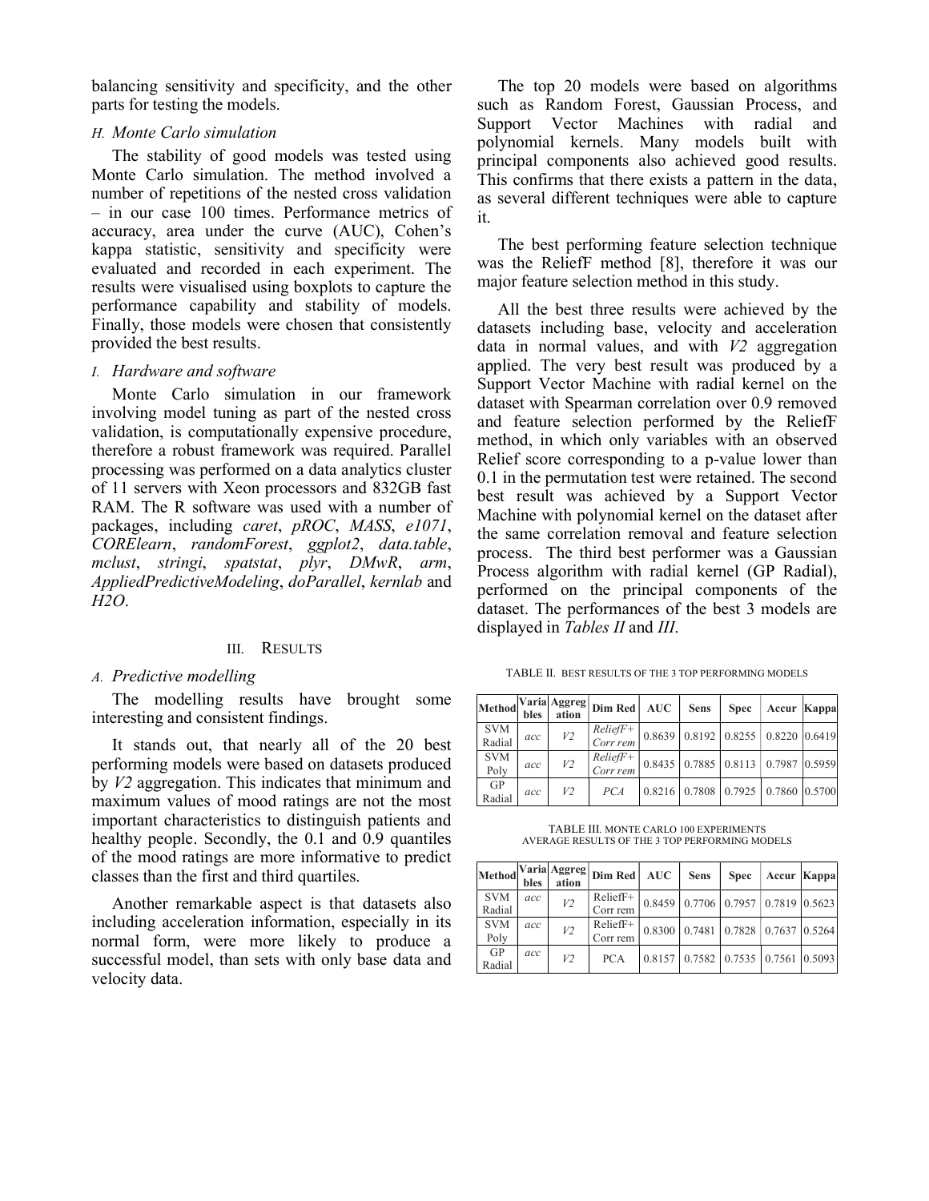balancing sensitivity and specificity, and the other parts for testing the models.

### *H. Monte Carlo simulation*

The stability of good models was tested using Monte Carlo simulation. The method involved a number of repetitions of the nested cross validation – in our case 100 times. Performance metrics of accuracy, area under the curve (AUC), Cohen's kappa statistic, sensitivity and specificity were evaluated and recorded in each experiment. The results were visualised using boxplots to capture the performance capability and stability of models. Finally, those models were chosen that consistently provided the best results.

### *I. Hardware and software*

Monte Carlo simulation in our framework involving model tuning as part of the nested cross validation, is computationally expensive procedure, therefore a robust framework was required. Parallel processing was performed on a data analytics cluster of 11 servers with Xeon processors and 832GB fast RAM. The R software was used with a number of packages, including *caret*, *pROC*, *MASS*, *e1071*, *CORElearn*, *randomForest*, *ggplot2*, *data.table*, *mclust*, *stringi*, *spatstat*, *plyr*, *DMwR*, *arm*, *AppliedPredictiveModeling*, *doParallel*, *kernlab* and *H2O*.

## III. RESULTS

### *A. Predictive modelling*

The modelling results have brought some interesting and consistent findings.

It stands out, that nearly all of the 20 best performing models were based on datasets produced by *V2* aggregation. This indicates that minimum and maximum values of mood ratings are not the most important characteristics to distinguish patients and healthy people. Secondly, the 0.1 and 0.9 quantiles of the mood ratings are more informative to predict classes than the first and third quartiles.

Another remarkable aspect is that datasets also including acceleration information, especially in its normal form, were more likely to produce a successful model, than sets with only base data and velocity data.

The top 20 models were based on algorithms such as Random Forest, Gaussian Process, and Support Vector Machines with radial and polynomial kernels. Many models built with principal components also achieved good results. This confirms that there exists a pattern in the data, as several different techniques were able to capture it.

The best performing feature selection technique was the ReliefF method [8], therefore it was our major feature selection method in this study.

All the best three results were achieved by the datasets including base, velocity and acceleration data in normal values, and with *V2* aggregation applied. The very best result was produced by a Support Vector Machine with radial kernel on the dataset with Spearman correlation over 0.9 removed and feature selection performed by the ReliefF method, in which only variables with an observed Relief score corresponding to a p-value lower than 0.1 in the permutation test were retained. The second best result was achieved by a Support Vector Machine with polynomial kernel on the dataset after the same correlation removal and feature selection process. The third best performer was a Gaussian Process algorithm with radial kernel (GP Radial), performed on the principal components of the dataset. The performances of the best 3 models are displayed in *Tables II* and *III*.

TABLE II. BEST RESULTS OF THE 3 TOP PERFORMING MODELS

| Method | Variables | Aggregation | Dim Red | AUC | Sens | Spec | Accur | Kappa |
|---|---|---|---|---|---|---|---|---|
| SVM Radial | *acc* | *V2* | *ReliefF+ Corr rem* | 0.8639 | 0.8192 | 0.8255 | 0.8220 | 0.6419 |
| SVM Poly | *acc* | *V2* | *ReliefF+ Corr rem* | 0.8435 | 0.7885 | 0.8113 | 0.7987 | 0.5959 |
| GP Radial | *acc* | *V2* | *PCA* | 0.8216 | 0.7808 | 0.7925 | 0.7860 | 0.5700 |

TABLE III. MONTE CARLO 100 EXPERIMENTS AVERAGE RESULTS OF THE 3 TOP PERFORMING MODELS

| Method | Variables | Aggregation | Dim Red | AUC | Sens | Spec | Accur | Kappa |
|---|---|---|---|---|---|---|---|---|
| SVM Radial | *acc* | *V2* | ReliefF+ Corr rem | 0.8459 | 0.7706 | 0.7957 | 0.7819 | 0.5623 |
| SVM Poly | *acc* | *V2* | ReliefF+ Corr rem | 0.8300 | 0.7481 | 0.7828 | 0.7637 | 0.5264 |
| GP Radial | *acc* | *V2* | PCA | 0.8157 | 0.7582 | 0.7535 | 0.7561 | 0.5093 |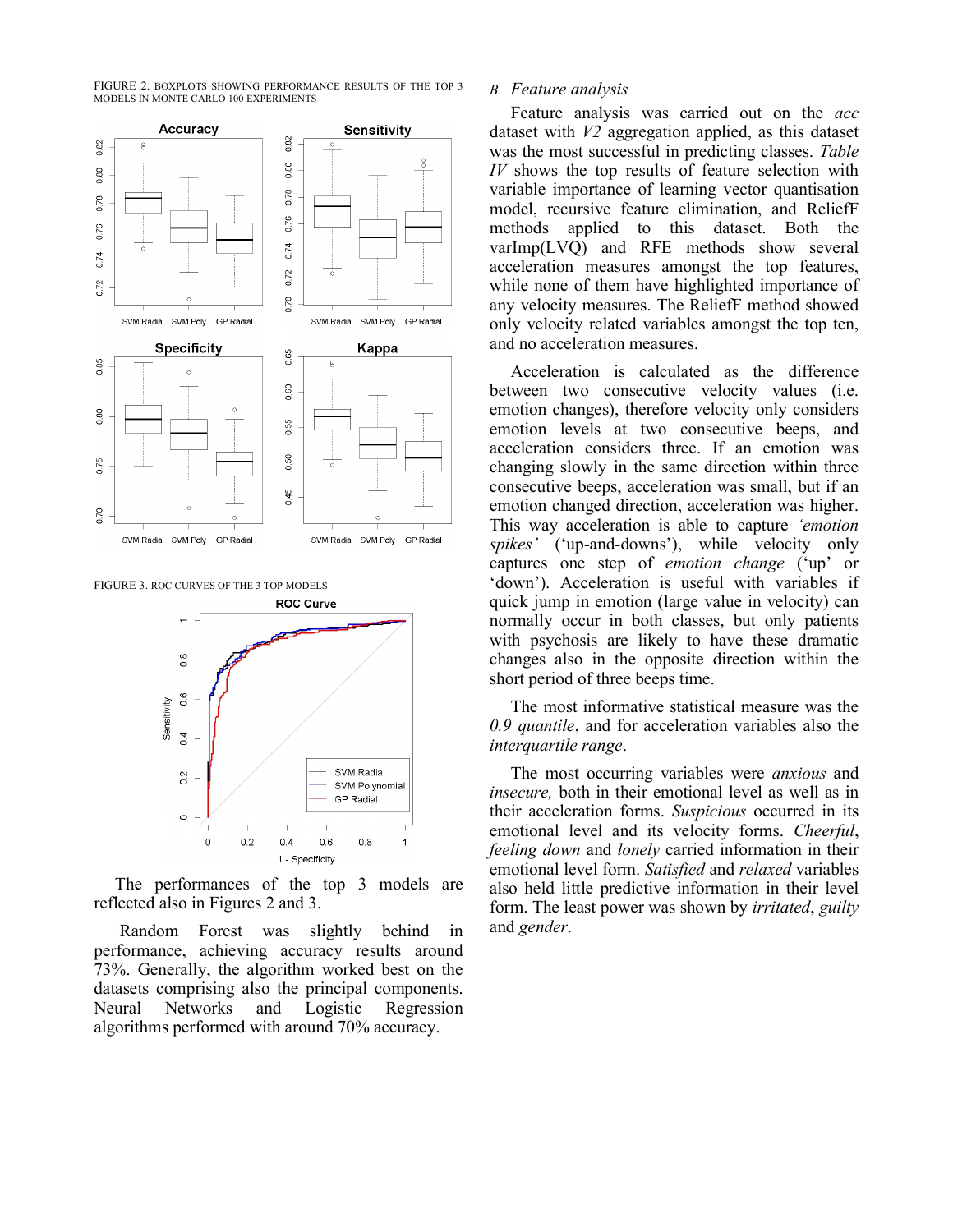FIGURE 2. BOXPLOTS SHOWING PERFORMANCE RESULTS OF THE TOP 3 MODELS IN MONTE CARLO 100 EXPERIMENTS

FIGURE 3. ROC CURVES OF THE 3 TOP MODELS

The performances of the top 3 models are reflected also in Figures 2 and 3.

Random Forest was slightly behind in performance, achieving accuracy results around 73%. Generally, the algorithm worked best on the datasets comprising also the principal components. Neural Networks and Logistic Regression algorithms performed with around 70% accuracy.

### B. *Feature analysis*

Feature analysis was carried out on the *acc* dataset with *V2* aggregation applied, as this dataset was the most successful in predicting classes. *Table IV* shows the top results of feature selection with variable importance of learning vector quantisation model, recursive feature elimination, and ReliefF methods applied to this dataset. Both the varImp(LVQ) and RFE methods show several acceleration measures amongst the top features, while none of them have highlighted importance of any velocity measures. The ReliefF method showed only velocity related variables amongst the top ten, and no acceleration measures.

Acceleration is calculated as the difference between two consecutive velocity values (i.e. emotion changes), therefore velocity only considers emotion levels at two consecutive beeps, and acceleration considers three. If an emotion was changing slowly in the same direction within three consecutive beeps, acceleration was small, but if an emotion changed direction, acceleration was higher. This way acceleration is able to capture *'emotion spikes'* ('up-and-downs'), while velocity only captures one step of *emotion change* ('up' or 'down'). Acceleration is useful with variables if quick jump in emotion (large value in velocity) can normally occur in both classes, but only patients with psychosis are likely to have these dramatic changes also in the opposite direction within the short period of three beeps time.

The most informative statistical measure was the *0.9 quantile*, and for acceleration variables also the *interquartile range*.

The most occurring variables were *anxious* and *insecure,* both in their emotional level as well as in their acceleration forms. *Suspicious* occurred in its emotional level and its velocity forms. *Cheerful*, *feeling down* and *lonely* carried information in their emotional level form. *Satisfied* and *relaxed* variables also held little predictive information in their level form. The least power was shown by *irritated*, *guilty* and *gender*.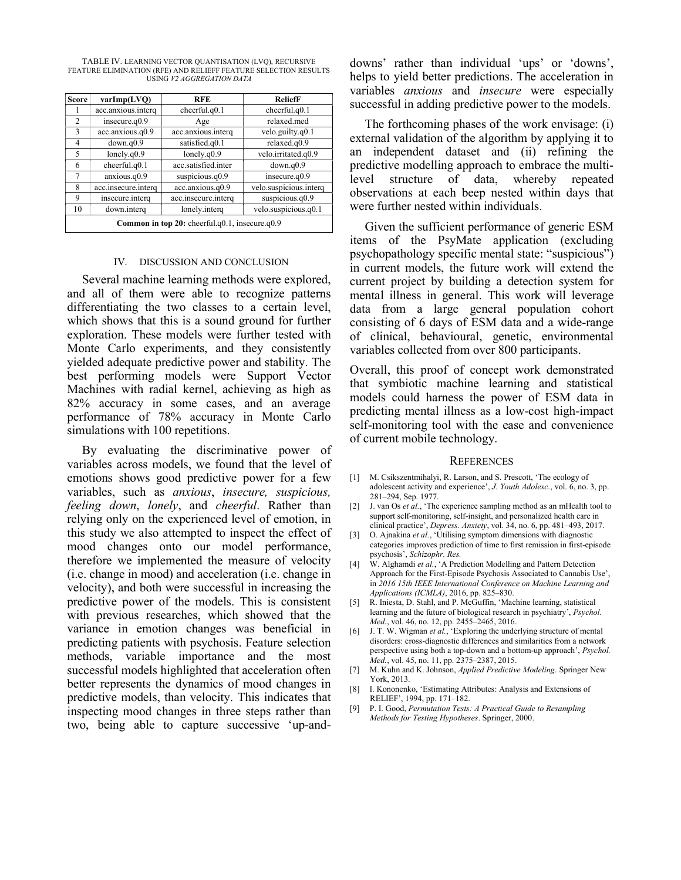TABLE IV. LEARNING VECTOR QUANTISATION (LVQ), RECURSIVE FEATURE ELIMINATION (RFE) AND RELIEFF FEATURE SELECTION RESULTS USING *V2 AGGREGATION DATA*

| Score | varImp(LVQ) | RFE | ReliefF |
|---|---|---|---|
| 1 | acc.anxious.interq | cheerful.q0.1 | cheerful.q0.1 |
| 2 | insecure.q0.9 | Age | relaxed.med |
| 3 | acc.anxious.q0.9 | acc.anxious.interq | velo.guilty.q0.1 |
| 4 | down.q0.9 | satisfied.q0.1 | relaxed.q0.9 |
| 5 | lonely.q0.9 | lonely.q0.9 | velo.irritated.q0.9 |
| 6 | cheerful.q0.1 | acc.satisfied.inter | down.q0.9 |
| 7 | anxious.q0.9 | suspicious.q0.9 | insecure.q0.9 |
| 8 | acc.insecure.interq | acc.anxious.q0.9 | velo.suspicious.interq |
| 9 | insecure.interq | acc.insecure.interq | suspicious.q0.9 |
| 10 | down.interq | lonely.interq | velo.suspicious.q0.1 |
| **Common in top 20:** cheerful.q0.1, insecure.q0.9 | | | |

## IV. DISCUSSION AND CONCLUSION

Several machine learning methods were explored, and all of them were able to recognize patterns differentiating the two classes to a certain level, which shows that this is a sound ground for further exploration. These models were further tested with Monte Carlo experiments, and they consistently yielded adequate predictive power and stability. The best performing models were Support Vector Machines with radial kernel, achieving as high as 82% accuracy in some cases, and an average performance of 78% accuracy in Monte Carlo simulations with 100 repetitions.

By evaluating the discriminative power of variables across models, we found that the level of emotions shows good predictive power for a few variables, such as *anxious*, *insecure, suspicious, feeling down*, *lonely*, and *cheerful*. Rather than relying only on the experienced level of emotion, in this study we also attempted to inspect the effect of mood changes onto our model performance, therefore we implemented the measure of velocity (i.e. change in mood) and acceleration (i.e. change in velocity), and both were successful in increasing the predictive power of the models. This is consistent with previous researches, which showed that the variance in emotion changes was beneficial in predicting patients with psychosis. Feature selection methods, variable importance and the most successful models highlighted that acceleration often better represents the dynamics of mood changes in predictive models, than velocity. This indicates that inspecting mood changes in three steps rather than two, being able to capture successive 'up-and-downs' rather than individual 'ups' or 'downs', helps to yield better predictions. The acceleration in variables *anxious* and *insecure* were especially successful in adding predictive power to the models.

The forthcoming phases of the work envisage: (i) external validation of the algorithm by applying it to an independent dataset and (ii) refining the predictive modelling approach to embrace the multi-level structure of data, whereby repeated observations at each beep nested within days that were further nested within individuals.

Given the sufficient performance of generic ESM items of the PsyMate application (excluding psychopathology specific mental state: "suspicious") in current models, the future work will extend the current project by building a detection system for mental illness in general. This work will leverage data from a large general population cohort consisting of 6 days of ESM data and a wide-range of clinical, behavioural, genetic, environmental variables collected from over 800 participants.

Overall, this proof of concept work demonstrated that symbiotic machine learning and statistical models could harness the power of ESM data in predicting mental illness as a low-cost high-impact self-monitoring tool with the ease and convenience of current mobile technology.

## REFERENCES

[1] M. Csikszentmihalyi, R. Larson, and S. Prescott, 'The ecology of adolescent activity and experience', *J. Youth Adolesc.*, vol. 6, no. 3, pp. 281–294, Sep. 1977.

[2] J. van Os *et al.*, 'The experience sampling method as an mHealth tool to support self-monitoring, self-insight, and personalized health care in clinical practice', *Depress. Anxiety*, vol. 34, no. 6, pp. 481–493, 2017.

[3] O. Ajnakina *et al.*, 'Utilising symptom dimensions with diagnostic categories improves prediction of time to first remission in first-episode psychosis', *Schizophr. Res.*

[4] W. Alghamdi *et al.*, 'A Prediction Modelling and Pattern Detection Approach for the First-Episode Psychosis Associated to Cannabis Use', in *2016 15th IEEE International Conference on Machine Learning and Applications (ICMLA)*, 2016, pp. 825–830.

[5] R. Iniesta, D. Stahl, and P. McGuffin, 'Machine learning, statistical learning and the future of biological research in psychiatry', *Psychol. Med.*, vol. 46, no. 12, pp. 2455–2465, 2016.

[6] J. T. W. Wigman *et al.*, 'Exploring the underlying structure of mental disorders: cross-diagnostic differences and similarities from a network perspective using both a top-down and a bottom-up approach', *Psychol. Med.*, vol. 45, no. 11, pp. 2375–2387, 2015.

[7] M. Kuhn and K. Johnson, *Applied Predictive Modeling*. Springer New York, 2013.

[8] I. Kononenko, 'Estimating Attributes: Analysis and Extensions of RELIEF', 1994, pp. 171–182.

[9] P. I. Good, *Permutation Tests: A Practical Guide to Resampling Methods for Testing Hypotheses*. Springer, 2000.